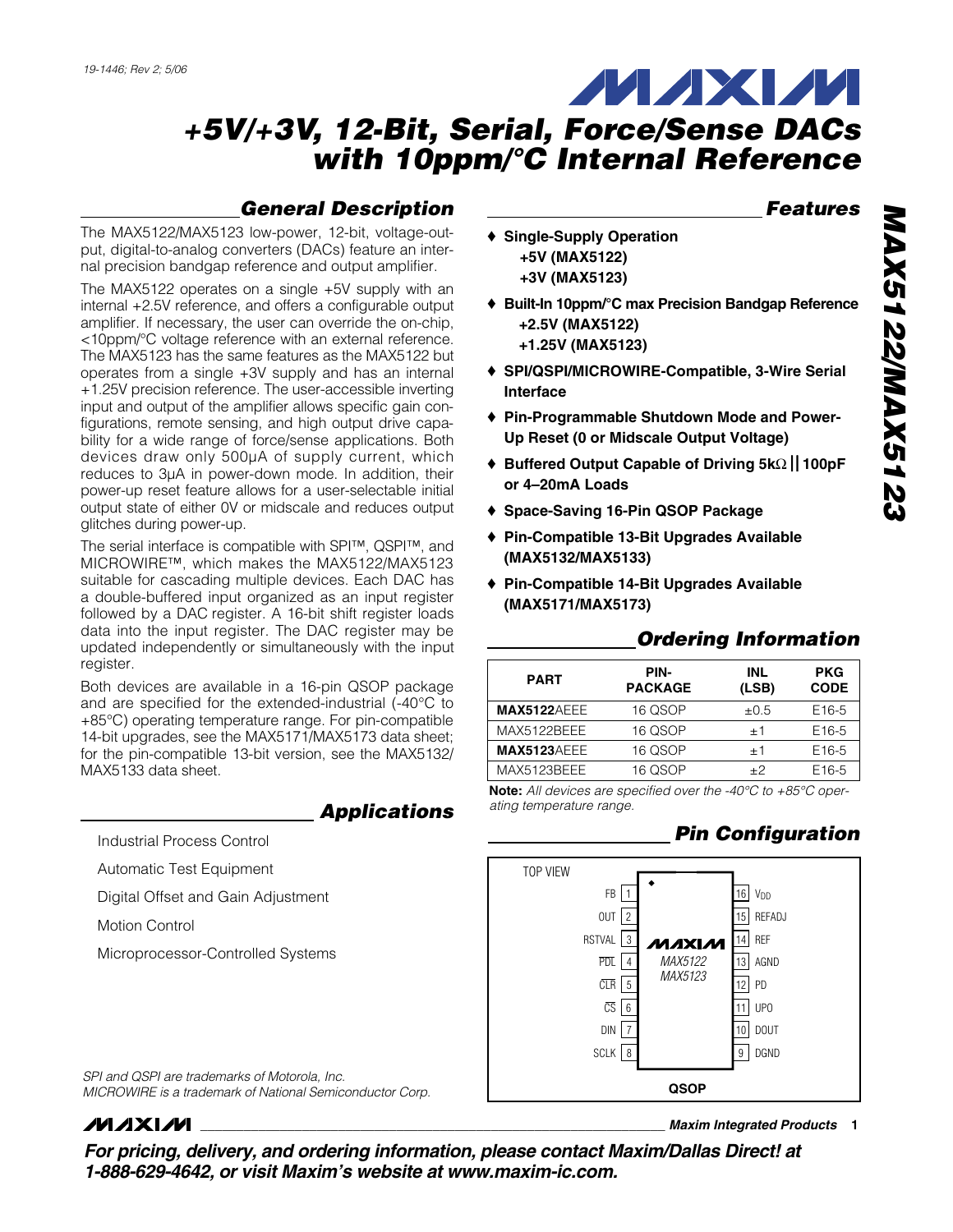19-1446; Rev 2; 5/06

# +5V/+3V, 12-Bit, Serial, Force/Sense DACs with 10ppm/°C Internal Reference

## General Description

The MAX5122/MAX5123 low-power, 12-bit, voltage-output, digital-to-analog converters (DACs) feature an internal precision bandgap reference and output amplifier.

The MAX5122 operates on a single +5V supply with an internal +2.5V reference, and offers a configurable output amplifier. If necessary, the user can override the on-chip, <10ppm/°C voltage reference with an external reference. The MAX5123 has the same features as the MAX5122 but operates from a single +3V supply and has an internal +1.25V precision reference. The user-accessible inverting input and output of the amplifier allows specific gain configurations, remote sensing, and high output drive capability for a wide range of force/sense applications. Both devices draw only 500µA of supply current, which reduces to 3µA in power-down mode. In addition, their power-up reset feature allows for a user-selectable initial output state of either 0V or midscale and reduces output glitches during power-up.

The serial interface is compatible with SPI™, QSPI™, and MICROWIRE™, which makes the MAX5122/MAX5123 suitable for cascading multiple devices. Each DAC has a double-buffered input organized as an input register followed by a DAC register. A 16-bit shift register loads data into the input register. The DAC register may be updated independently or simultaneously with the input register.

Both devices are available in a 16-pin QSOP package and are specified for the extended-industrial (-40°C to +85°C) operating temperature range. For pin-compatible 14-bit upgrades, see the MAX5171/MAX5173 data sheet; for the pin-compatible 13-bit version, see the MAX5132/MAX5133 data sheet.

## Applications

Industrial Process Control

Automatic Test Equipment

Digital Offset and Gain Adjustment

Motion Control

Microprocessor-Controlled Systems

*SPI and QSPI are trademarks of Motorola, Inc.*
*MICROWIRE is a trademark of National Semiconductor Corp.*

## Features

- ♦ **Single-Supply Operation**
  **+5V (MAX5122)**
  **+3V (MAX5123)**
- ♦ **Built-In 10ppm/°C max Precision Bandgap Reference**
  **+2.5V (MAX5122)**
  **+1.25V (MAX5123)**
- ♦ **SPI/QSPI/MICROWIRE-Compatible, 3-Wire Serial Interface**
- ♦ **Pin-Programmable Shutdown Mode and Power-Up Reset (0 or Midscale Output Voltage)**
- ♦ **Buffered Output Capable of Driving 5kΩ || 100pF or 4–20mA Loads**
- ♦ **Space-Saving 16-Pin QSOP Package**
- ♦ **Pin-Compatible 13-Bit Upgrades Available (MAX5132/MAX5133)**
- ♦ **Pin-Compatible 14-Bit Upgrades Available (MAX5171/MAX5173)**

## Ordering Information

| PART | PIN-PACKAGE | INL (LSB) | PKG CODE |
|---|---|---|---|
| **MAX5122**AEEE | 16 QSOP | ±0.5 | E16-5 |
| MAX5122BEEE | 16 QSOP | ±1 | E16-5 |
| **MAX5123**AEEE | 16 QSOP | ±1 | E16-5 |
| MAX5123BEEE | 16 QSOP | ±2 | E16-5 |

**Note:** *All devices are specified over the -40°C to +85°C operating temperature range.*

## Pin Configuration

TOP VIEW — MAX5122/MAX5123 — QSOP

| PIN | NAME | PIN | NAME |
|---|---|---|---|
| 1 | FB | 16 | $V_{DD}$ |
| 2 | OUT | 15 | REFADJ |
| 3 | RSTVAL | 14 | REF |
| 4 | $\overline{PDL}$ | 13 | AGND |
| 5 | $\overline{CLR}$ | 12 | PD |
| 6 | $\overline{CS}$ | 11 | UPO |
| 7 | DIN | 10 | DOUT |
| 8 | SCLK | 9 | DGND |

**For pricing, delivery, and ordering information, please contact Maxim/Dallas Direct! at 1-888-629-4642, or visit Maxim's website at www.maxim-ic.com.**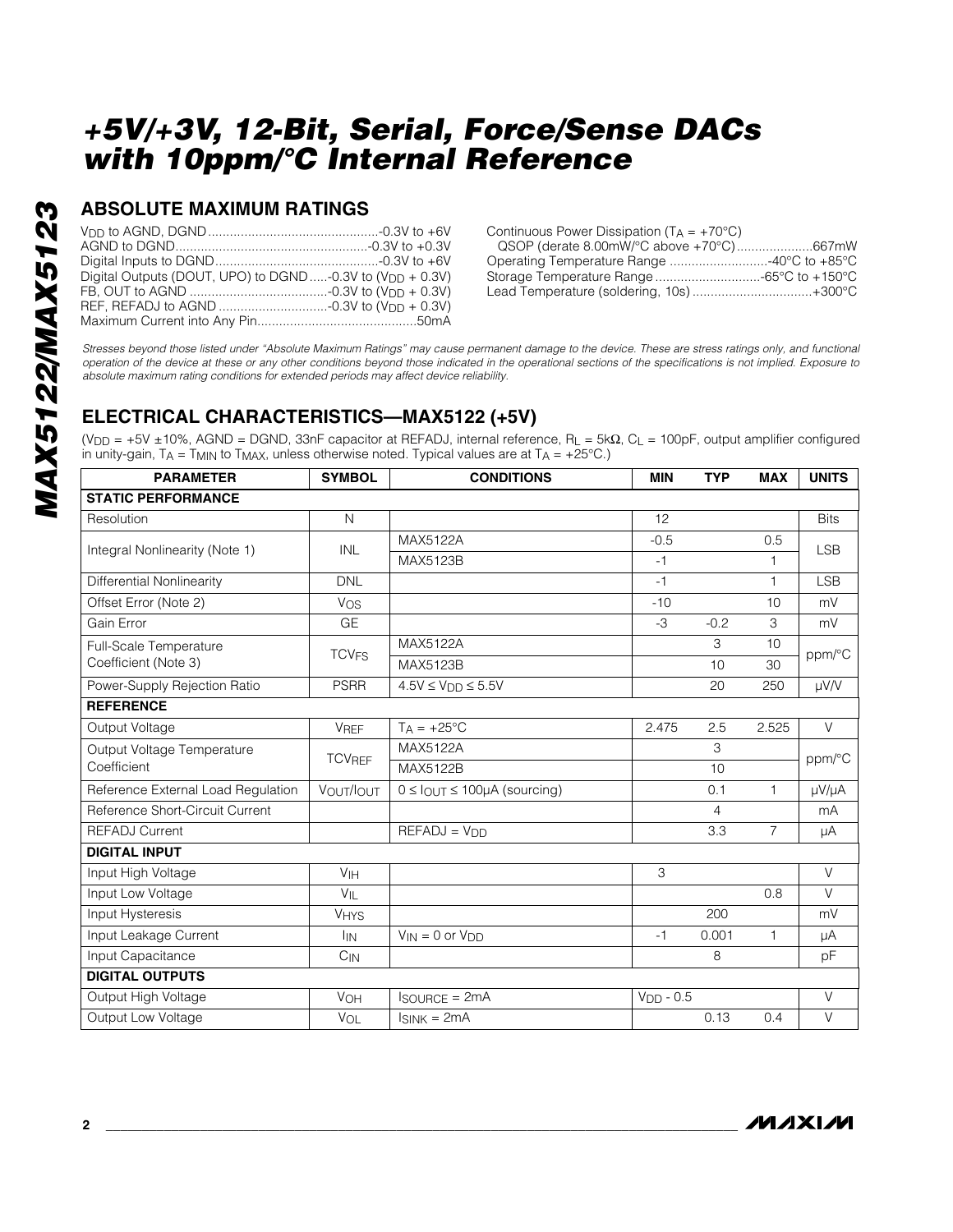# +5V/+3V, 12-Bit, Serial, Force/Sense DACs with 10ppm/°C Internal Reference

## ABSOLUTE MAXIMUM RATINGS

$V_{DD}$ to AGND, DGND ........................................-0.3V to +6V
AGND to DGND ........................................-0.3V to +0.3V
Digital Inputs to DGND ........................................-0.3V to +6V
Digital Outputs (DOUT, UPO) to DGND .....-0.3V to ($V_{DD}$ + 0.3V)
FB, OUT to AGND ........................................-0.3V to ($V_{DD}$ + 0.3V)
REF, REFADJ to AGND ........................................-0.3V to ($V_{DD}$ + 0.3V)
Maximum Current into Any Pin ........................................50mA

Continuous Power Dissipation ($T_A$ = +70°C)
QSOP (derate 8.00mW/°C above +70°C) ....................667mW
Operating Temperature Range ..........................-40°C to +85°C
Storage Temperature Range ............................-65°C to +150°C
Lead Temperature (soldering, 10s) ................................+300°C

*Stresses beyond those listed under "Absolute Maximum Ratings" may cause permanent damage to the device. These are stress ratings only, and functional operation of the device at these or any other conditions beyond those indicated in the operational sections of the specifications is not implied. Exposure to absolute maximum rating conditions for extended periods may affect device reliability.*

## ELECTRICAL CHARACTERISTICS—MAX5122 (+5V)

($V_{DD}$ = +5V ±10%, AGND = DGND, 33nF capacitor at REFADJ, internal reference, $R_L$ = 5kΩ, $C_L$ = 100pF, output amplifier configured in unity-gain, $T_A$ = $T_{MIN}$ to $T_{MAX}$, unless otherwise noted. Typical values are at $T_A$ = +25°C.)

| PARAMETER | SYMBOL | CONDITIONS | MIN | TYP | MAX | UNITS |
|---|---|---|---|---|---|---|
| **STATIC PERFORMANCE** | | | | | | |
| Resolution | N | | 12 | | | Bits |
| Integral Nonlinearity (Note 1) | INL | MAX5122A | -0.5 | | 0.5 | LSB |
| | | MAX5123B | -1 | | 1 | |
| Differential Nonlinearity | DNL | | -1 | | 1 | LSB |
| Offset Error (Note 2) | $V_{OS}$ | | -10 | | 10 | mV |
| Gain Error | GE | | -3 | -0.2 | 3 | mV |
| Full-Scale Temperature Coefficient (Note 3) | $TCV_{FS}$ | MAX5122A | | 3 | 10 | ppm/°C |
| | | MAX5123B | | 10 | 30 | |
| Power-Supply Rejection Ratio | PSRR | 4.5V ≤ $V_{DD}$ ≤ 5.5V | | 20 | 250 | µV/V |
| **REFERENCE** | | | | | | |
| Output Voltage | $V_{REF}$ | $T_A$ = +25°C | 2.475 | 2.5 | 2.525 | V |
| Output Voltage Temperature Coefficient | $TCV_{REF}$ | MAX5122A | | 3 | | ppm/°C |
| | | MAX5122B | | 10 | | |
| Reference External Load Regulation | $V_{OUT}/I_{OUT}$ | 0 ≤ $I_{OUT}$ ≤ 100µA (sourcing) | | 0.1 | 1 | µV/µA |
| Reference Short-Circuit Current | | | | 4 | | mA |
| REFADJ Current | | REFADJ = $V_{DD}$ | | 3.3 | 7 | µA |
| **DIGITAL INPUT** | | | | | | |
| Input High Voltage | $V_{IH}$ | | 3 | | | V |
| Input Low Voltage | $V_{IL}$ | | | | 0.8 | V |
| Input Hysteresis | $V_{HYS}$ | | | 200 | | mV |
| Input Leakage Current | $I_{IN}$ | $V_{IN}$ = 0 or $V_{DD}$ | -1 | 0.001 | 1 | µA |
| Input Capacitance | $C_{IN}$ | | | 8 | | pF |
| **DIGITAL OUTPUTS** | | | | | | |
| Output High Voltage | $V_{OH}$ | $I_{SOURCE}$ = 2mA | $V_{DD}$ - 0.5 | | | V |
| Output Low Voltage | $V_{OL}$ | $I_{SINK}$ = 2mA | | 0.13 | 0.4 | V |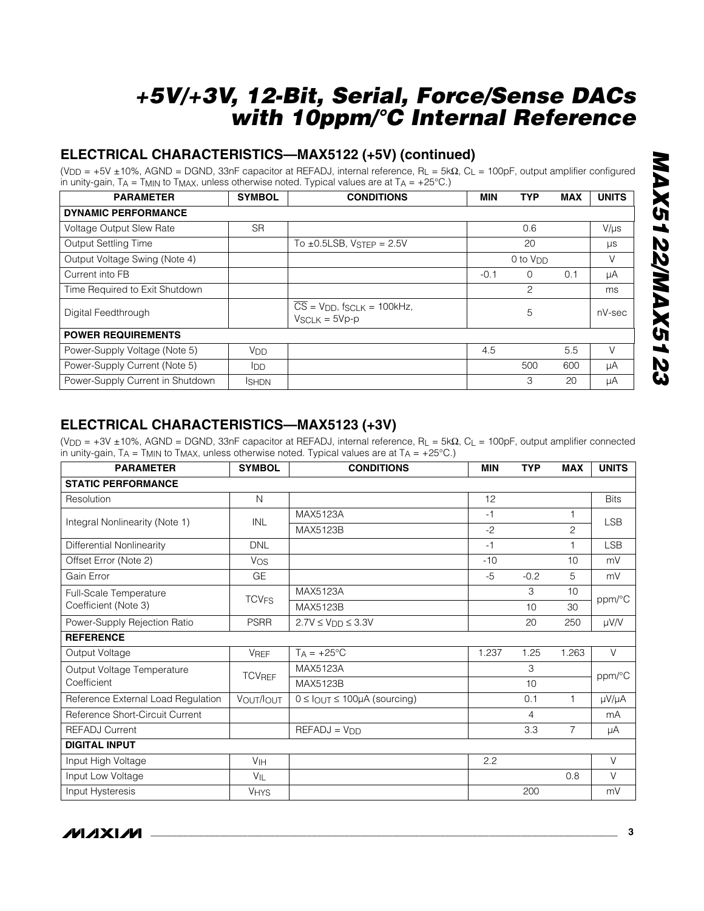# +5V/+3V, 12-Bit, Serial, Force/Sense DACs with 10ppm/°C Internal Reference

## ELECTRICAL CHARACTERISTICS—MAX5122 (+5V) (continued)

($V_{DD}$ = +5V ±10%, AGND = DGND, 33nF capacitor at REFADJ, internal reference, $R_L$ = 5kΩ, $C_L$ = 100pF, output amplifier configured in unity-gain, $T_A$ = $T_{MIN}$ to $T_{MAX}$, unless otherwise noted. Typical values are at $T_A$ = +25°C.)

| PARAMETER | SYMBOL | CONDITIONS | MIN | TYP | MAX | UNITS |
|---|---|---|---|---|---|---|
| **DYNAMIC PERFORMANCE** | | | | | | |
| Voltage Output Slew Rate | SR | | | 0.6 | | V/µs |
| Output Settling Time | | To ±0.5LSB, $V_{STEP}$ = 2.5V | | 20 | | µs |
| Output Voltage Swing (Note 4) | | | | 0 to $V_{DD}$ | | V |
| Current into FB | | | -0.1 | 0 | 0.1 | µA |
| Time Required to Exit Shutdown | | | | 2 | | ms |
| Digital Feedthrough | | $\overline{CS}$ = $V_{DD}$, $f_{SCLK}$ = 100kHz, $V_{SCLK}$ = 5Vp-p | | 5 | | nV-sec |
| **POWER REQUIREMENTS** | | | | | | |
| Power-Supply Voltage (Note 5) | $V_{DD}$ | | 4.5 | | 5.5 | V |
| Power-Supply Current (Note 5) | $I_{DD}$ | | | 500 | 600 | µA |
| Power-Supply Current in Shutdown | $I_{SHDN}$ | | | 3 | 20 | µA |

## ELECTRICAL CHARACTERISTICS—MAX5123 (+3V)

($V_{DD}$ = +3V ±10%, AGND = DGND, 33nF capacitor at REFADJ, internal reference, $R_L$ = 5kΩ, $C_L$ = 100pF, output amplifier connected in unity-gain, $T_A$ = $T_{MIN}$ to $T_{MAX}$, unless otherwise noted. Typical values are at $T_A$ = +25°C.)

| PARAMETER | SYMBOL | CONDITIONS | MIN | TYP | MAX | UNITS |
|---|---|---|---|---|---|---|
| **STATIC PERFORMANCE** | | | | | | |
| Resolution | N | | 12 | | | Bits |
| Integral Nonlinearity (Note 1) | INL | MAX5123A | -1 | | 1 | LSB |
| | | MAX5123B | -2 | | 2 | |
| Differential Nonlinearity | DNL | | -1 | | 1 | LSB |
| Offset Error (Note 2) | $V_{OS}$ | | -10 | | 10 | mV |
| Gain Error | GE | | -5 | -0.2 | 5 | mV |
| Full-Scale Temperature Coefficient (Note 3) | $TCV_{FS}$ | MAX5123A | | 3 | 10 | ppm/°C |
| | | MAX5123B | | 10 | 30 | |
| Power-Supply Rejection Ratio | PSRR | 2.7V ≤ $V_{DD}$ ≤ 3.3V | | 20 | 250 | µV/V |
| **REFERENCE** | | | | | | |
| Output Voltage | $V_{REF}$ | $T_A$ = +25°C | 1.237 | 1.25 | 1.263 | V |
| Output Voltage Temperature Coefficient | $TCV_{REF}$ | MAX5123A | | 3 | | ppm/°C |
| | | MAX5123B | | 10 | | |
| Reference External Load Regulation | $V_{OUT}/I_{OUT}$ | 0 ≤ $I_{OUT}$ ≤ 100µA (sourcing) | | 0.1 | 1 | µV/µA |
| Reference Short-Circuit Current | | | | 4 | | mA |
| REFADJ Current | | REFADJ = $V_{DD}$ | | 3.3 | 7 | µA |
| **DIGITAL INPUT** | | | | | | |
| Input High Voltage | $V_{IH}$ | | 2.2 | | | V |
| Input Low Voltage | $V_{IL}$ | | | | 0.8 | V |
| Input Hysteresis | $V_{HYS}$ | | | 200 | | mV |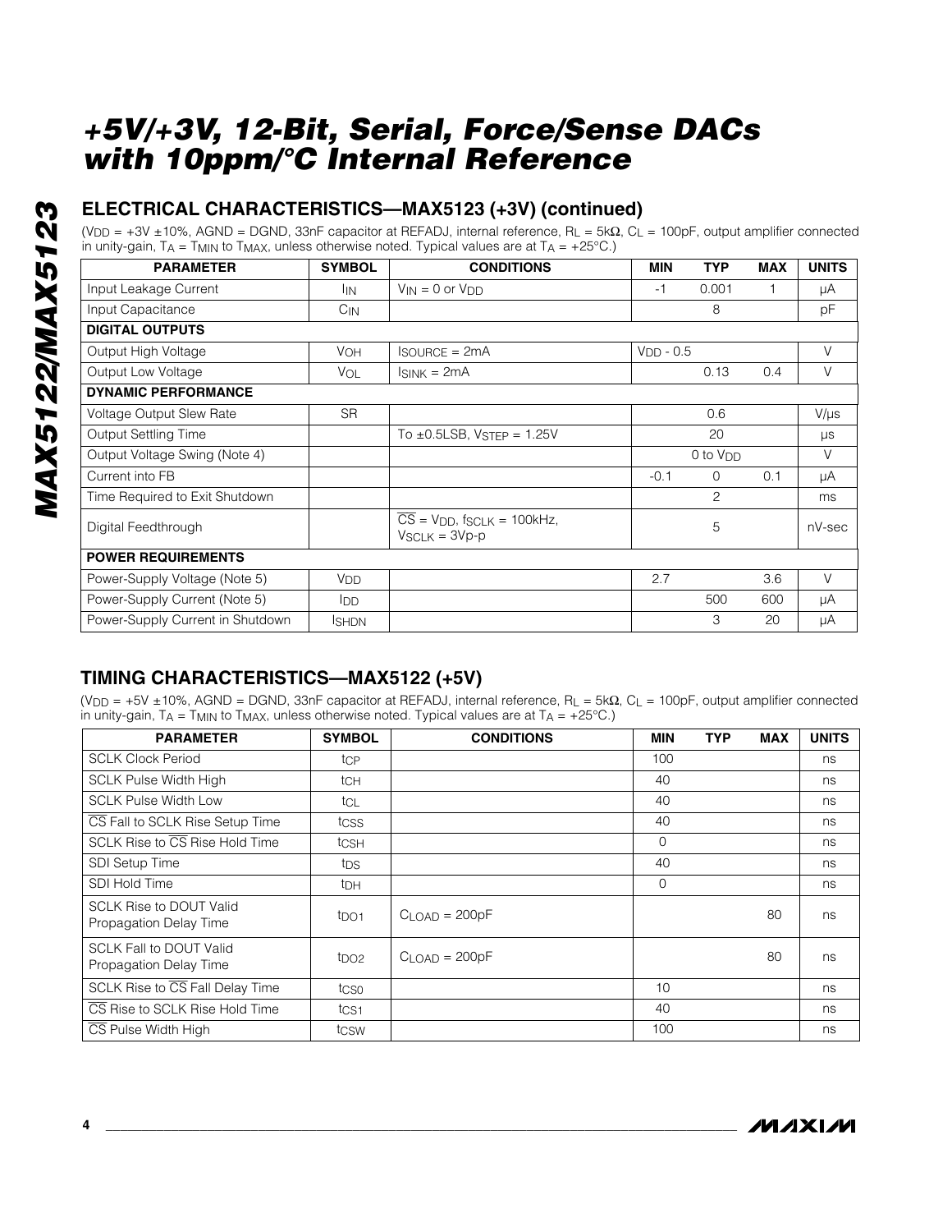# +5V/+3V, 12-Bit, Serial, Force/Sense DACs with 10ppm/°C Internal Reference

## ELECTRICAL CHARACTERISTICS—MAX5123 (+3V) (continued)

($V_{DD}$ = +3V ±10%, AGND = DGND, 33nF capacitor at REFADJ, internal reference, $R_L$ = 5kΩ, $C_L$ = 100pF, output amplifier connected in unity-gain, $T_A$ = $T_{MIN}$ to $T_{MAX}$, unless otherwise noted. Typical values are at $T_A$ = +25°C.)

| PARAMETER | SYMBOL | CONDITIONS | MIN | TYP | MAX | UNITS |
|---|---|---|---|---|---|---|
| Input Leakage Current | $I_{IN}$ | $V_{IN}$ = 0 or $V_{DD}$ | -1 | 0.001 | 1 | µA |
| Input Capacitance | $C_{IN}$ | | | 8 | | pF |
| **DIGITAL OUTPUTS** | | | | | | |
| Output High Voltage | $V_{OH}$ | $I_{SOURCE}$ = 2mA | $V_{DD}$ - 0.5 | | | V |
| Output Low Voltage | $V_{OL}$ | $I_{SINK}$ = 2mA | | 0.13 | 0.4 | V |
| **DYNAMIC PERFORMANCE** | | | | | | |
| Voltage Output Slew Rate | SR | | | 0.6 | | V/µs |
| Output Settling Time | | To ±0.5LSB, $V_{STEP}$ = 1.25V | | 20 | | µs |
| Output Voltage Swing (Note 4) | | | | 0 to $V_{DD}$ | | V |
| Current into FB | | | -0.1 | 0 | 0.1 | µA |
| Time Required to Exit Shutdown | | | | 2 | | ms |
| Digital Feedthrough | | $\overline{CS}$ = $V_{DD}$, $f_{SCLK}$ = 100kHz, $V_{SCLK}$ = 3Vp-p | | 5 | | nV-sec |
| **POWER REQUIREMENTS** | | | | | | |
| Power-Supply Voltage (Note 5) | $V_{DD}$ | | 2.7 | | 3.6 | V |
| Power-Supply Current (Note 5) | $I_{DD}$ | | | 500 | 600 | µA |
| Power-Supply Current in Shutdown | $I_{SHDN}$ | | | 3 | 20 | µA |

## TIMING CHARACTERISTICS—MAX5122 (+5V)

($V_{DD}$ = +5V ±10%, AGND = DGND, 33nF capacitor at REFADJ, internal reference, $R_L$ = 5kΩ, $C_L$ = 100pF, output amplifier connected in unity-gain, $T_A$ = $T_{MIN}$ to $T_{MAX}$, unless otherwise noted. Typical values are at $T_A$ = +25°C.)

| PARAMETER | SYMBOL | CONDITIONS | MIN | TYP | MAX | UNITS |
|---|---|---|---|---|---|---|
| SCLK Clock Period | $t_{CP}$ | | 100 | | | ns |
| SCLK Pulse Width High | $t_{CH}$ | | 40 | | | ns |
| SCLK Pulse Width Low | $t_{CL}$ | | 40 | | | ns |
| $\overline{CS}$ Fall to SCLK Rise Setup Time | $t_{CSS}$ | | 40 | | | ns |
| SCLK Rise to $\overline{CS}$ Rise Hold Time | $t_{CSH}$ | | 0 | | | ns |
| SDI Setup Time | $t_{DS}$ | | 40 | | | ns |
| SDI Hold Time | $t_{DH}$ | | 0 | | | ns |
| SCLK Rise to DOUT Valid Propagation Delay Time | $t_{DO1}$ | $C_{LOAD}$ = 200pF | | | 80 | ns |
| SCLK Fall to DOUT Valid Propagation Delay Time | $t_{DO2}$ | $C_{LOAD}$ = 200pF | | | 80 | ns |
| SCLK Rise to $\overline{CS}$ Fall Delay Time | $t_{CS0}$ | | 10 | | | ns |
| $\overline{CS}$ Rise to SCLK Rise Hold Time | $t_{CS1}$ | | 40 | | | ns |
| $\overline{CS}$ Pulse Width High | $t_{CSW}$ | | 100 | | | ns |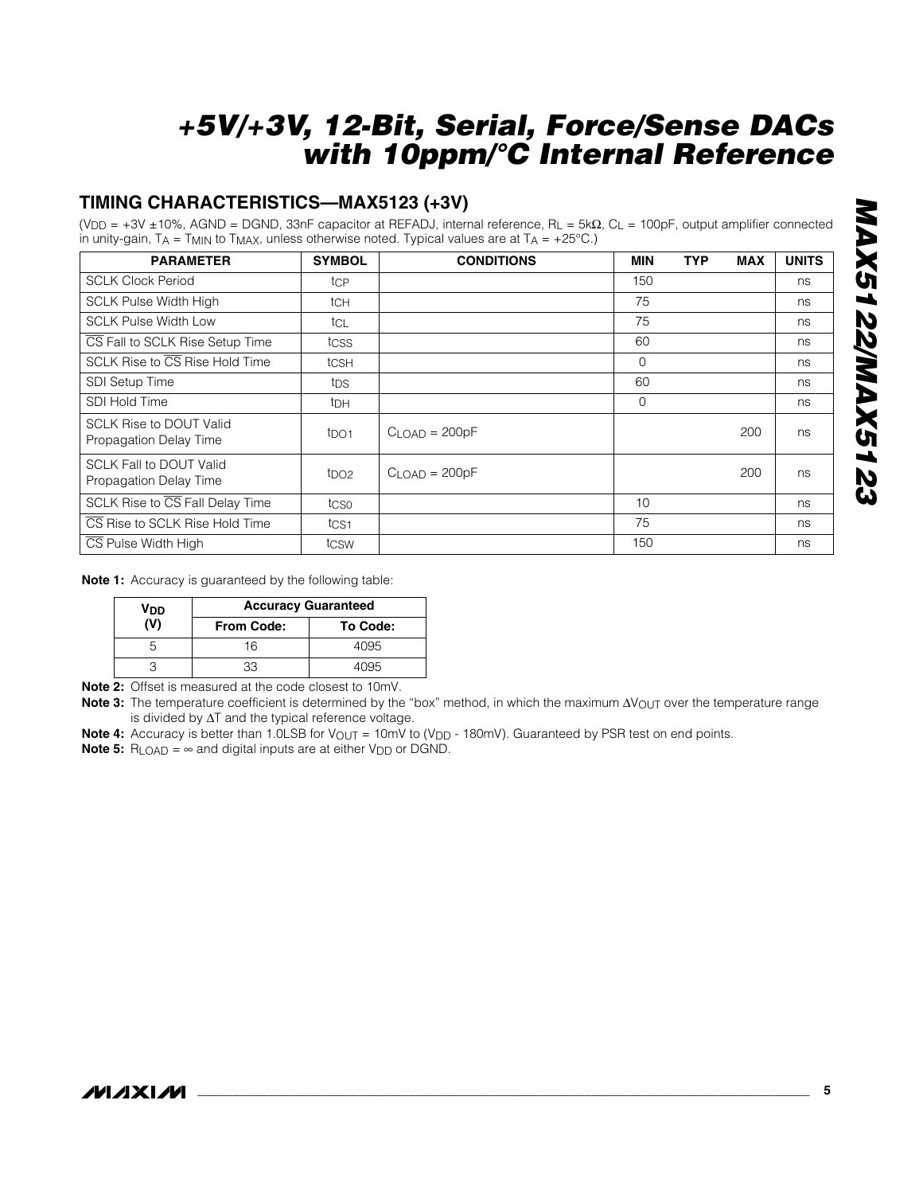## TIMING CHARACTERISTICS—MAX5123 (+3V)

($V_{DD}$ = +3V ±10%, AGND = DGND, 33nF capacitor at REFADJ, internal reference, $R_L$ = 5kΩ, $C_L$ = 100pF, output amplifier connected in unity-gain, $T_A$ = $T_{MIN}$ to $T_{MAX}$, unless otherwise noted. Typical values are at $T_A$ = +25°C.)

| PARAMETER | SYMBOL | CONDITIONS | MIN | TYP | MAX | UNITS |
|---|---|---|---|---|---|---|
| SCLK Clock Period | $t_{CP}$ | | 150 | | | ns |
| SCLK Pulse Width High | $t_{CH}$ | | 75 | | | ns |
| SCLK Pulse Width Low | $t_{CL}$ | | 75 | | | ns |
| $\overline{CS}$ Fall to SCLK Rise Setup Time | $t_{CSS}$ | | 60 | | | ns |
| SCLK Rise to $\overline{CS}$ Rise Hold Time | $t_{CSH}$ | | 0 | | | ns |
| SDI Setup Time | $t_{DS}$ | | 60 | | | ns |
| SDI Hold Time | $t_{DH}$ | | 0 | | | ns |
| SCLK Rise to DOUT Valid Propagation Delay Time | $t_{DO1}$ | $C_{LOAD}$ = 200pF | | | 200 | ns |
| SCLK Fall to DOUT Valid Propagation Delay Time | $t_{DO2}$ | $C_{LOAD}$ = 200pF | | | 200 | ns |
| SCLK Rise to $\overline{CS}$ Fall Delay Time | $t_{CS0}$ | | 10 | | | ns |
| $\overline{CS}$ Rise to SCLK Rise Hold Time | $t_{CS1}$ | | 75 | | | ns |
| $\overline{CS}$ Pulse Width High | $t_{CSW}$ | | 150 | | | ns |

**Note 1:** Accuracy is guaranteed by the following table:

| $V_{DD}$ (V) | Accuracy Guaranteed | |
|---|---|---|
| | From Code: | To Code: |
| 5 | 16 | 4095 |
| 3 | 33 | 4095 |

**Note 2:** Offset is measured at the code closest to 10mV.

**Note 3:** The temperature coefficient is determined by the "box" method, in which the maximum $\Delta V_{OUT}$ over the temperature range is divided by $\Delta T$ and the typical reference voltage.

**Note 4:** Accuracy is better than 1.0LSB for $V_{OUT}$ = 10mV to ($V_{DD}$ - 180mV). Guaranteed by PSR test on end points.

**Note 5:** $R_{LOAD} = \infty$ and digital inputs are at either $V_{DD}$ or DGND.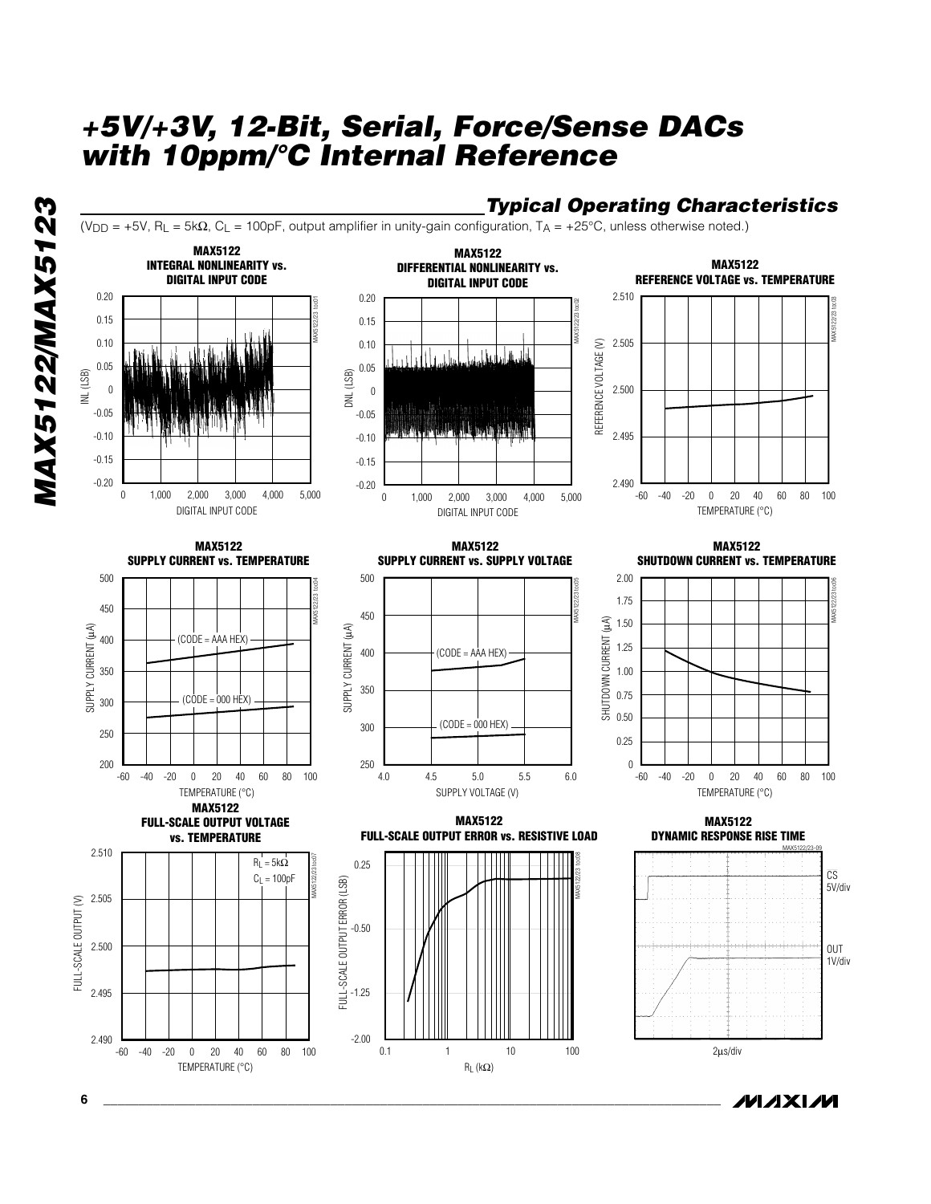## Typical Operating Characteristics

($V_{DD}$ = +5V, $R_L$ = 5kΩ, $C_L$ = 100pF, output amplifier in unity-gain configuration, $T_A$ = +25°C, unless otherwise noted.)

**MAX5122 INTEGRAL NONLINEARITY vs. DIGITAL INPUT CODE**

**MAX5122 DIFFERENTIAL NONLINEARITY vs. DIGITAL INPUT CODE**

**MAX5122 REFERENCE VOLTAGE vs. TEMPERATURE**

**MAX5122 SUPPLY CURRENT vs. TEMPERATURE**

**MAX5122 SUPPLY CURRENT vs. SUPPLY VOLTAGE**

**MAX5122 SHUTDOWN CURRENT vs. TEMPERATURE**

**MAX5122 FULL-SCALE OUTPUT VOLTAGE vs. TEMPERATURE**

**MAX5122 FULL-SCALE OUTPUT ERROR vs. RESISTIVE LOAD**

**MAX5122 DYNAMIC RESPONSE RISE TIME**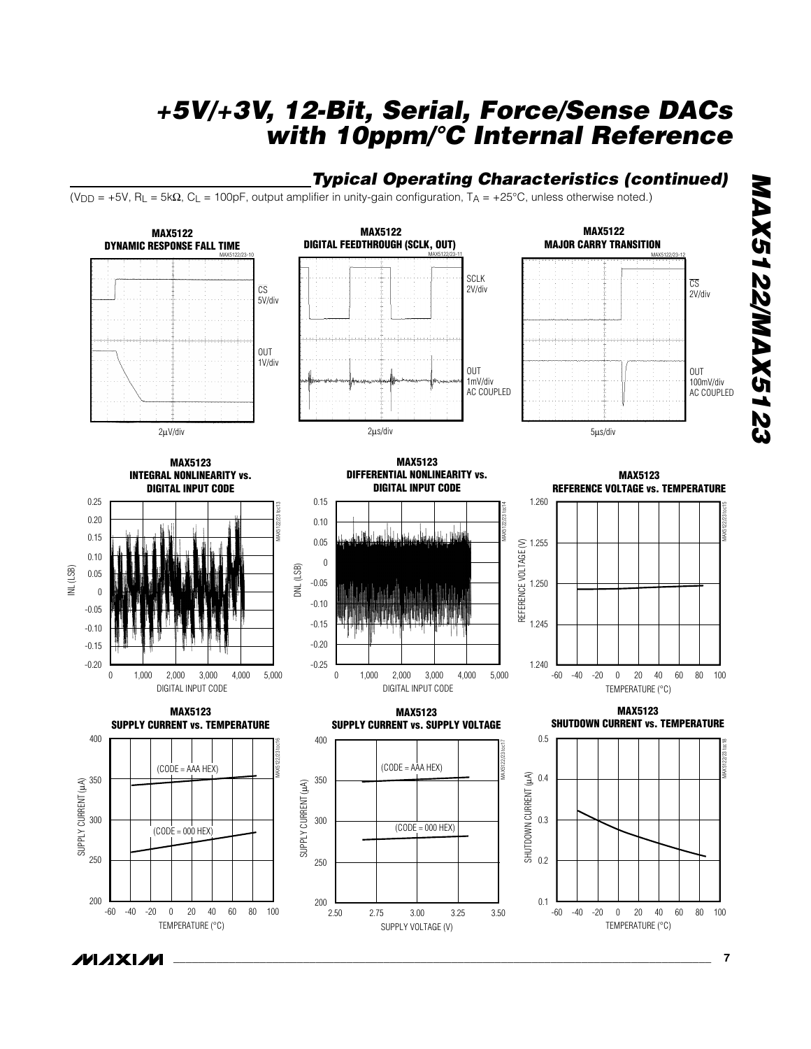## Typical Operating Characteristics (continued)

($V_{DD}$ = +5V, $R_L$ = 5kΩ, $C_L$ = 100pF, output amplifier in unity-gain configuration, $T_A$ = +25°C, unless otherwise noted.)

**MAX5122 DYNAMIC RESPONSE FALL TIME**

CS 5V/div

OUT 1V/div

2µV/div

**MAX5122 DIGITAL FEEDTHROUGH (SCLK, OUT)**

SCLK 2V/div

OUT 1mV/div AC COUPLED

2µs/div

**MAX5122 MAJOR CARRY TRANSITION**

CS 2V/div

OUT 100mV/div AC COUPLED

5µs/div

**MAX5123 INTEGRAL NONLINEARITY vs. DIGITAL INPUT CODE**

**MAX5123 DIFFERENTIAL NONLINEARITY vs. DIGITAL INPUT CODE**

**MAX5123 REFERENCE VOLTAGE vs. TEMPERATURE**

**MAX5123 SUPPLY CURRENT vs. TEMPERATURE**

(CODE = AAA HEX)

(CODE = 000 HEX)

**MAX5123 SUPPLY CURRENT vs. SUPPLY VOLTAGE**

(CODE = AAA HEX)

(CODE = 000 HEX)

**MAX5123 SHUTDOWN CURRENT vs. TEMPERATURE**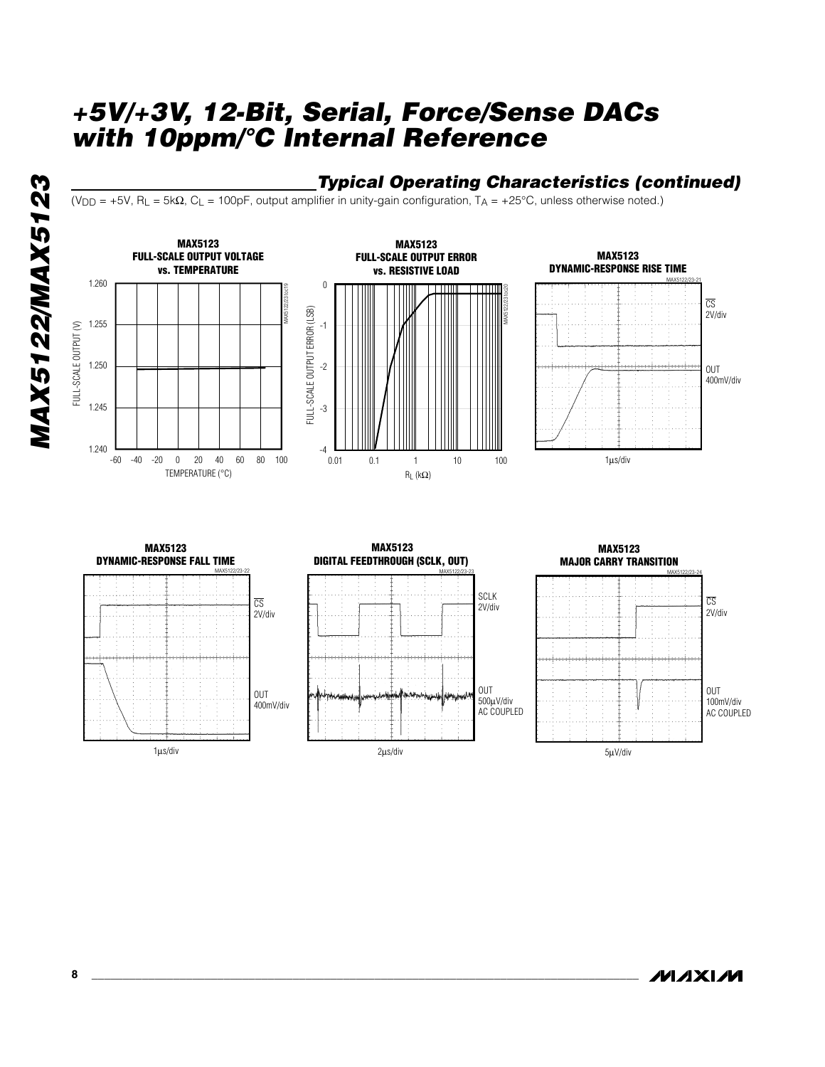## Typical Operating Characteristics (continued)

($V_{DD}$ = +5V, $R_L$ = 5kΩ, $C_L$ = 100pF, output amplifier in unity-gain configuration, $T_A$ = +25°C, unless otherwise noted.)

**MAX5123 FULL-SCALE OUTPUT VOLTAGE vs. TEMPERATURE**

**MAX5123 FULL-SCALE OUTPUT ERROR vs. RESISTIVE LOAD**

**MAX5123 DYNAMIC-RESPONSE RISE TIME**

**MAX5123 DYNAMIC-RESPONSE FALL TIME**

**MAX5123 DIGITAL FEEDTHROUGH (SCLK, OUT)**

**MAX5123 MAJOR CARRY TRANSITION**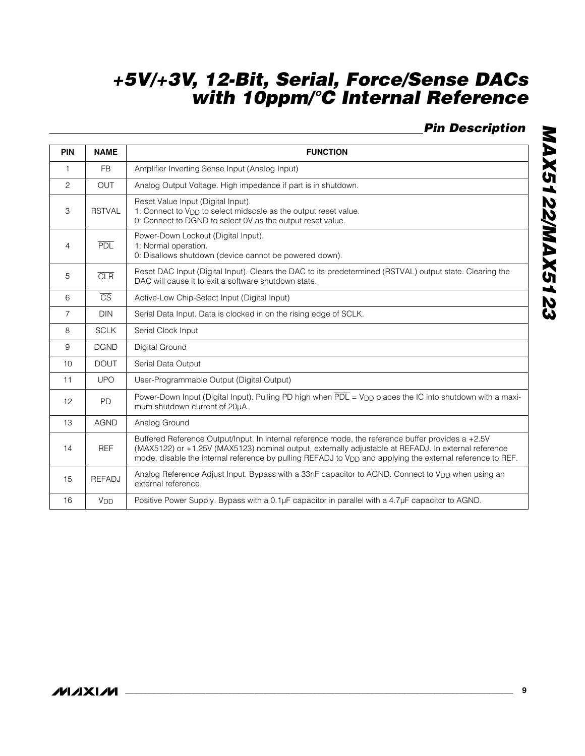## Pin Description

| PIN | NAME | FUNCTION |
|---|---|---|
| 1 | FB | Amplifier Inverting Sense Input (Analog Input) |
| 2 | OUT | Analog Output Voltage. High impedance if part is in shutdown. |
| 3 | RSTVAL | Reset Value Input (Digital Input).<br>1: Connect to $V_{DD}$ to select midscale as the output reset value.<br>0: Connect to DGND to select 0V as the output reset value. |
| 4 | $\overline{PDL}$ | Power-Down Lockout (Digital Input).<br>1: Normal operation.<br>0: Disallows shutdown (device cannot be powered down). |
| 5 | $\overline{CLR}$ | Reset DAC Input (Digital Input). Clears the DAC to its predetermined (RSTVAL) output state. Clearing the DAC will cause it to exit a software shutdown state. |
| 6 | $\overline{CS}$ | Active-Low Chip-Select Input (Digital Input) |
| 7 | DIN | Serial Data Input. Data is clocked in on the rising edge of SCLK. |
| 8 | SCLK | Serial Clock Input |
| 9 | DGND | Digital Ground |
| 10 | DOUT | Serial Data Output |
| 11 | UPO | User-Programmable Output (Digital Output) |
| 12 | PD | Power-Down Input (Digital Input). Pulling PD high when $\overline{PDL}$ = $V_{DD}$ places the IC into shutdown with a maximum shutdown current of 20µA. |
| 13 | AGND | Analog Ground |
| 14 | REF | Buffered Reference Output/Input. In internal reference mode, the reference buffer provides a +2.5V (MAX5122) or +1.25V (MAX5123) nominal output, externally adjustable at REFADJ. In external reference mode, disable the internal reference by pulling REFADJ to $V_{DD}$ and applying the external reference to REF. |
| 15 | REFADJ | Analog Reference Adjust Input. Bypass with a 33nF capacitor to AGND. Connect to $V_{DD}$ when using an external reference. |
| 16 | $V_{DD}$ | Positive Power Supply. Bypass with a 0.1µF capacitor in parallel with a 4.7µF capacitor to AGND. |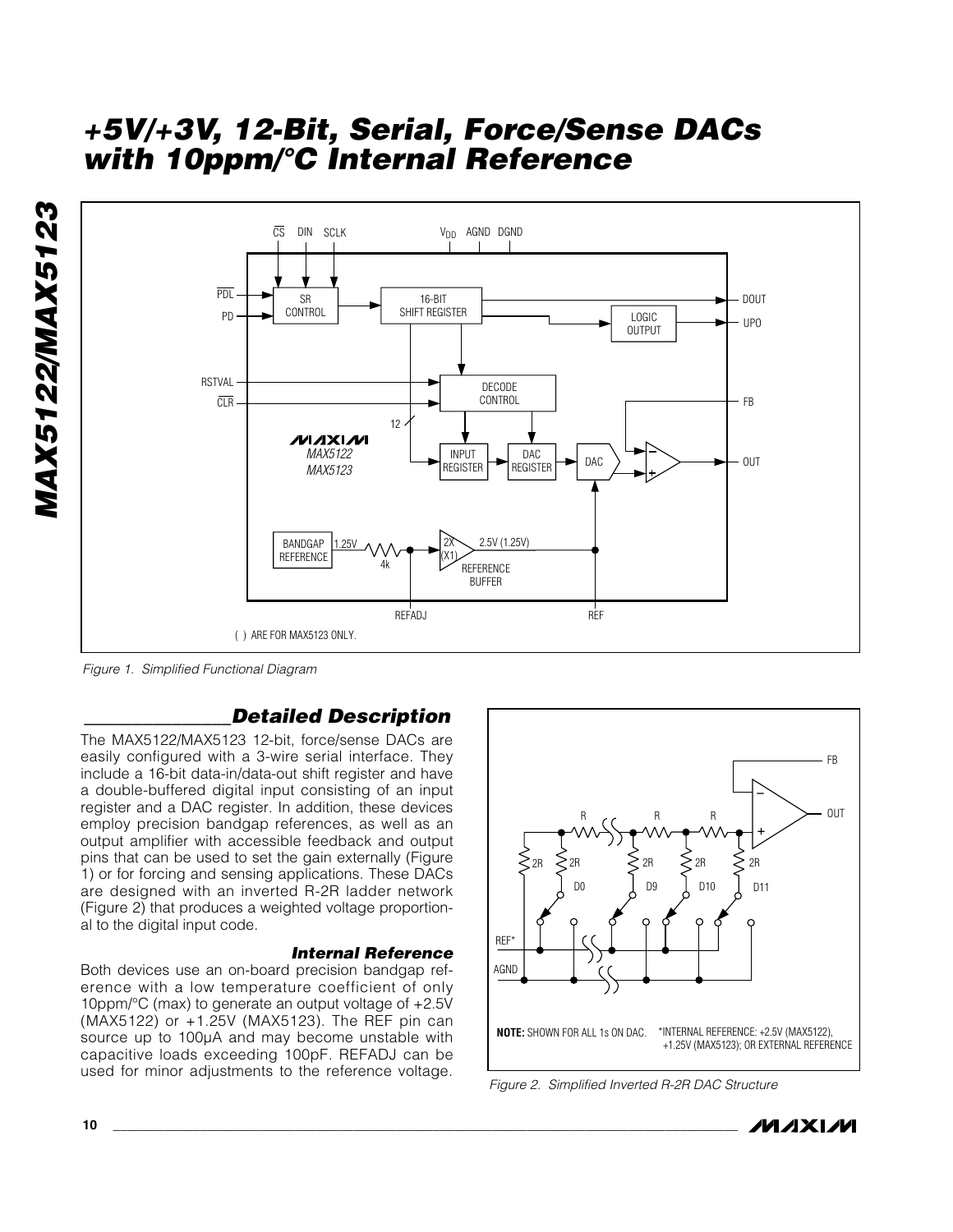# +5V/+3V, 12-Bit, Serial, Force/Sense DACs with 10ppm/°C Internal Reference

Figure 1. Simplified Functional Diagram

## Detailed Description

The MAX5122/MAX5123 12-bit, force/sense DACs are easily configured with a 3-wire serial interface. They include a 16-bit data-in/data-out shift register and have a double-buffered digital input consisting of an input register and a DAC register. In addition, these devices employ precision bandgap references, as well as an output amplifier with accessible feedback and output pins that can be used to set the gain externally (Figure 1) or for forcing and sensing applications. These DACs are designed with an inverted R-2R ladder network (Figure 2) that produces a weighted voltage proportional to the digital input code.

### Internal Reference

Both devices use an on-board precision bandgap reference with a low temperature coefficient of only 10ppm/°C (max) to generate an output voltage of +2.5V (MAX5122) or +1.25V (MAX5123). The REF pin can source up to 100µA and may become unstable with capacitive loads exceeding 100pF. REFADJ can be used for minor adjustments to the reference voltage.

Figure 2. Simplified Inverted R-2R DAC Structure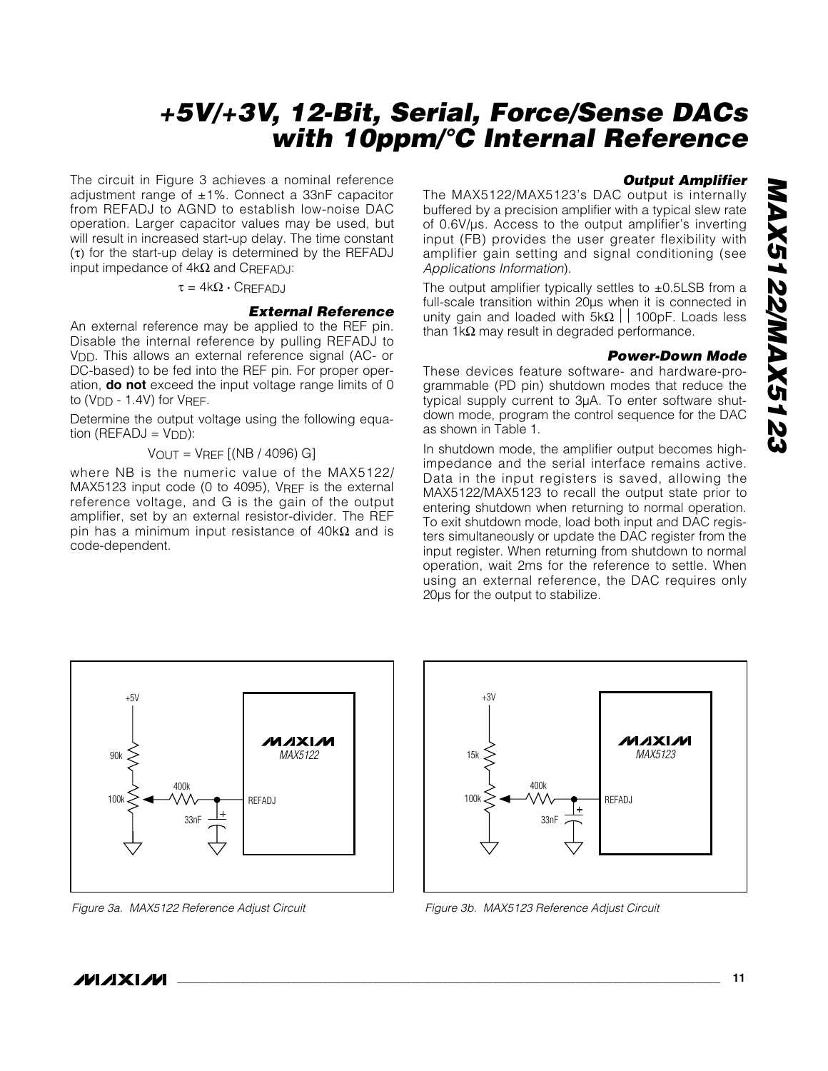The circuit in Figure 3 achieves a nominal reference adjustment range of ±1%. Connect a 33nF capacitor from REFADJ to AGND to establish low-noise DAC operation. Larger capacitor values may be used, but will result in increased start-up delay. The time constant ($\tau$) for the start-up delay is determined by the REFADJ input impedance of 4kΩ and $C_{REFADJ}$:

$$\tau = 4k\Omega \cdot C_{REFADJ}$$

### External Reference

An external reference may be applied to the REF pin. Disable the internal reference by pulling REFADJ to $V_{DD}$. This allows an external reference signal (AC- or DC-based) to be fed into the REF pin. For proper operation, **do not** exceed the input voltage range limits of 0 to ($V_{DD}$ - 1.4V) for $V_{REF}$.

Determine the output voltage using the following equation (REFADJ = $V_{DD}$):

$$V_{OUT} = V_{REF} [(NB / 4096) G]$$

where NB is the numeric value of the MAX5122/MAX5123 input code (0 to 4095), $V_{REF}$ is the external reference voltage, and G is the gain of the output amplifier, set by an external resistor-divider. The REF pin has a minimum input resistance of 40kΩ and is code-dependent.

### Output Amplifier

The MAX5122/MAX5123's DAC output is internally buffered by a precision amplifier with a typical slew rate of 0.6V/µs. Access to the output amplifier's inverting input (FB) provides the user greater flexibility with amplifier gain setting and signal conditioning (see *Applications Information*).

The output amplifier typically settles to ±0.5LSB from a full-scale transition within 20µs when it is connected in unity gain and loaded with 5kΩ || 100pF. Loads less than 1kΩ may result in degraded performance.

### Power-Down Mode

These devices feature software- and hardware-programmable (PD pin) shutdown modes that reduce the typical supply current to 3µA. To enter software shutdown mode, program the control sequence for the DAC as shown in Table 1.

In shutdown mode, the amplifier output becomes high-impedance and the serial interface remains active. Data in the input registers is saved, allowing the MAX5122/MAX5123 to recall the output state prior to entering shutdown when returning to normal operation. To exit shutdown mode, load both input and DAC registers simultaneously or update the DAC register from the input register. When returning from shutdown to normal operation, wait 2ms for the reference to settle. When using an external reference, the DAC requires only 20µs for the output to stabilize.

*Figure 3a. MAX5122 Reference Adjust Circuit*

*Figure 3b. MAX5123 Reference Adjust Circuit*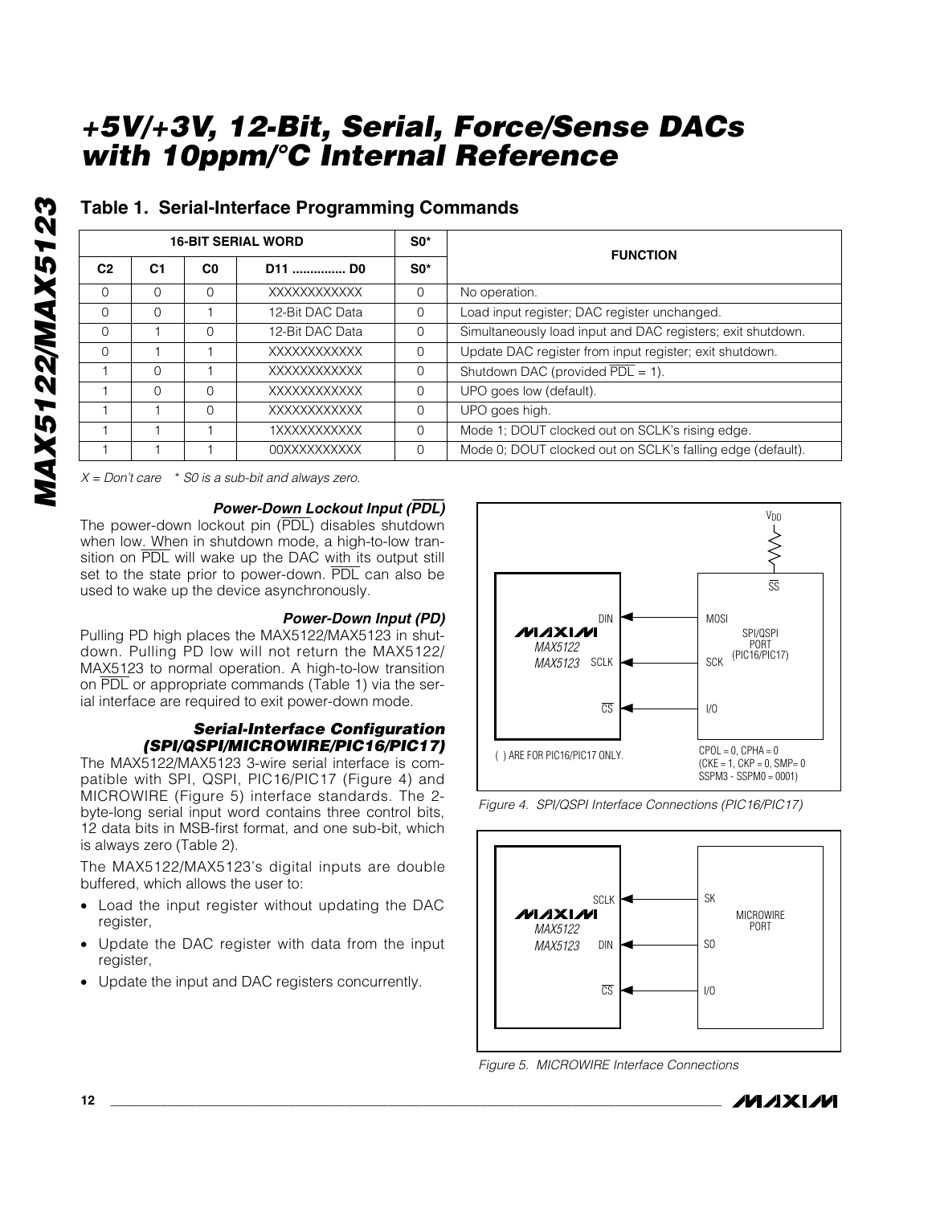## Table 1. Serial-Interface Programming Commands

| 16-BIT SERIAL WORD | | | | S0* | FUNCTION |
|---|---|---|---|---|---|
| C2 | C1 | C0 | D11 .............. D0 | S0* | |
| 0 | 0 | 0 | XXXXXXXXXXXX | 0 | No operation. |
| 0 | 0 | 1 | 12-Bit DAC Data | 0 | Load input register; DAC register unchanged. |
| 0 | 1 | 0 | 12-Bit DAC Data | 0 | Simultaneously load input and DAC registers; exit shutdown. |
| 0 | 1 | 1 | XXXXXXXXXXXX | 0 | Update DAC register from input register; exit shutdown. |
| 1 | 0 | 1 | XXXXXXXXXXXX | 0 | Shutdown DAC (provided $\overline{PDL}$ = 1). |
| 1 | 0 | 0 | XXXXXXXXXXXX | 0 | UPO goes low (default). |
| 1 | 1 | 0 | XXXXXXXXXXXX | 0 | UPO goes high. |
| 1 | 1 | 1 | 1XXXXXXXXXXX | 0 | Mode 1; DOUT clocked out on SCLK's rising edge. |
| 1 | 1 | 1 | 00XXXXXXXXXX | 0 | Mode 0; DOUT clocked out on SCLK's falling edge (default). |

*X = Don't care   * S0 is a sub-bit and always zero.*

### Power-Down Lockout Input ($\overline{PDL}$)

The power-down lockout pin ($\overline{PDL}$) disables shutdown when low. When in shutdown mode, a high-to-low transition on $\overline{PDL}$ will wake up the DAC with its output still set to the state prior to power-down. $\overline{PDL}$ can also be used to wake up the device asynchronously.

### Power-Down Input (PD)

Pulling PD high places the MAX5122/MAX5123 in shutdown. Pulling PD low will not return the MAX5122/MAX5123 to normal operation. A high-to-low transition on $\overline{PDL}$ or appropriate commands (Table 1) via the serial interface are required to exit power-down mode.

### Serial-Interface Configuration (SPI/QSPI/MICROWIRE/PIC16/PIC17)

The MAX5122/MAX5123 3-wire serial interface is compatible with SPI, QSPI, PIC16/PIC17 (Figure 4) and MICROWIRE (Figure 5) interface standards. The 2-byte-long serial input word contains three control bits, 12 data bits in MSB-first format, and one sub-bit, which is always zero (Table 2).

The MAX5122/MAX5123's digital inputs are double buffered, which allows the user to:

- Load the input register without updating the DAC register,
- Update the DAC register with data from the input register,
- Update the input and DAC registers concurrently.

Figure 4. SPI/QSPI Interface Connections (PIC16/PIC17)

Figure 5. MICROWIRE Interface Connections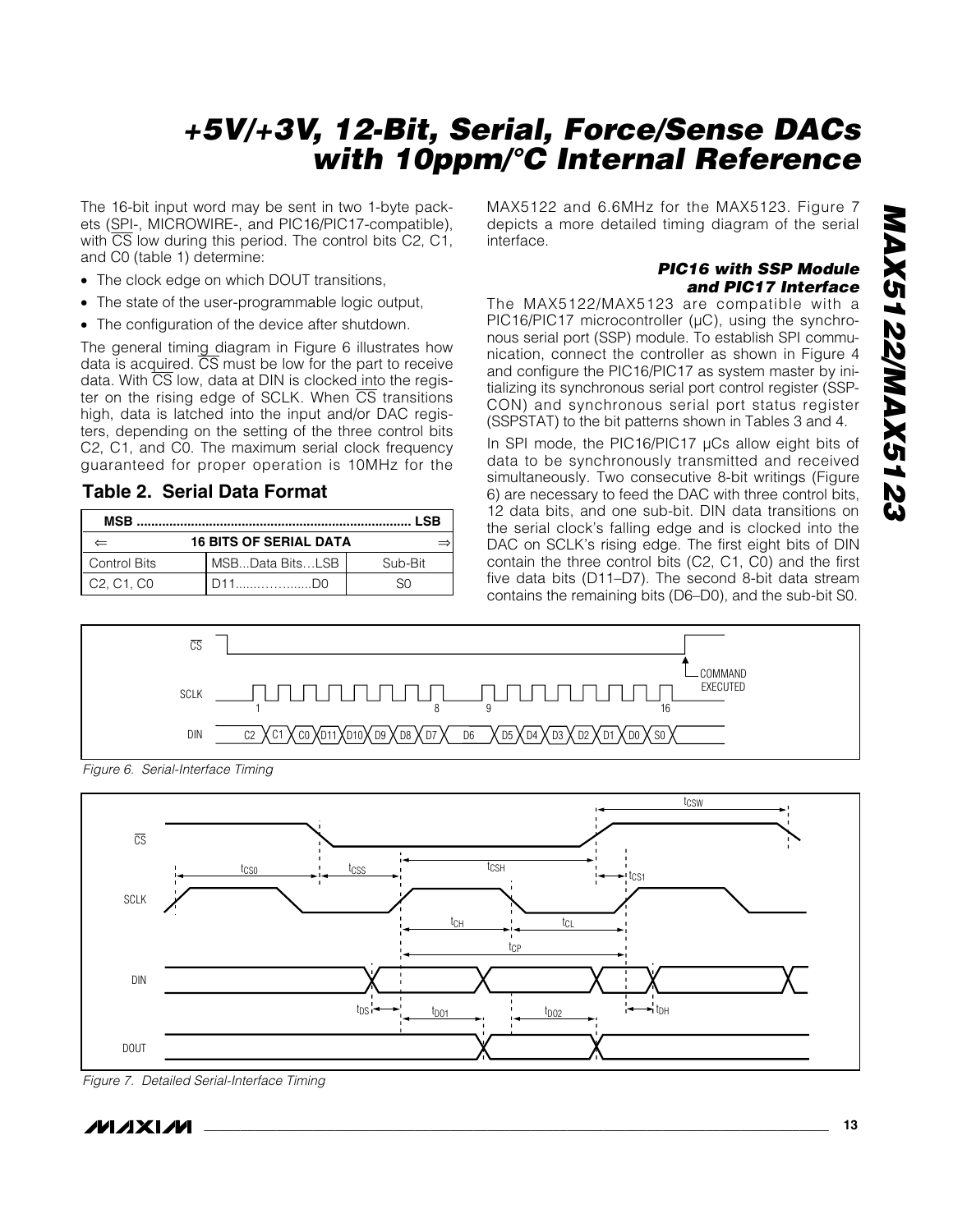The 16-bit input word may be sent in two 1-byte packets (SPI-, MICROWIRE-, and PIC16/PIC17-compatible), with $\overline{CS}$ low during this period. The control bits C2, C1, and C0 (table 1) determine:

- The clock edge on which DOUT transitions,
- The state of the user-programmable logic output,
- The configuration of the device after shutdown.

The general timing diagram in Figure 6 illustrates how data is acquired. $\overline{CS}$ must be low for the part to receive data. With $\overline{CS}$ low, data at DIN is clocked into the register on the rising edge of SCLK. When $\overline{CS}$ transitions high, data is latched into the input and/or DAC registers, depending on the setting of the three control bits C2, C1, and C0. The maximum serial clock frequency guaranteed for proper operation is 10MHz for the MAX5122 and 6.6MHz for the MAX5123. Figure 7 depicts a more detailed timing diagram of the serial interface.

### Table 2. Serial Data Format

| MSB ................................................ LSB | | |
|---|---|---|
| ⇐ 16 BITS OF SERIAL DATA ⇒ | | |
| Control Bits | MSB...Data Bits...LSB | Sub-Bit |
| C2, C1, C0 | D11..................D0 | S0 |

### PIC16 with SSP Module and PIC17 Interface

The MAX5122/MAX5123 are compatible with a PIC16/PIC17 microcontroller (µC), using the synchronous serial port (SSP) module. To establish SPI communication, connect the controller as shown in Figure 4 and configure the PIC16/PIC17 as system master by initializing its synchronous serial port control register (SSPCON) and synchronous serial port status register (SSPSTAT) to the bit patterns shown in Tables 3 and 4.

In SPI mode, the PIC16/PIC17 µCs allow eight bits of data to be synchronously transmitted and received simultaneously. Two consecutive 8-bit writings (Figure 6) are necessary to feed the DAC with three control bits, 12 data bits, and one sub-bit. DIN data transitions on the serial clock's falling edge and is clocked into the DAC on SCLK's rising edge. The first eight bits of DIN contain the three control bits (C2, C1, C0) and the first five data bits (D11–D7). The second 8-bit data stream contains the remaining bits (D6–D0), and the sub-bit S0.

Figure 6. Serial-Interface Timing

Figure 7. Detailed Serial-Interface Timing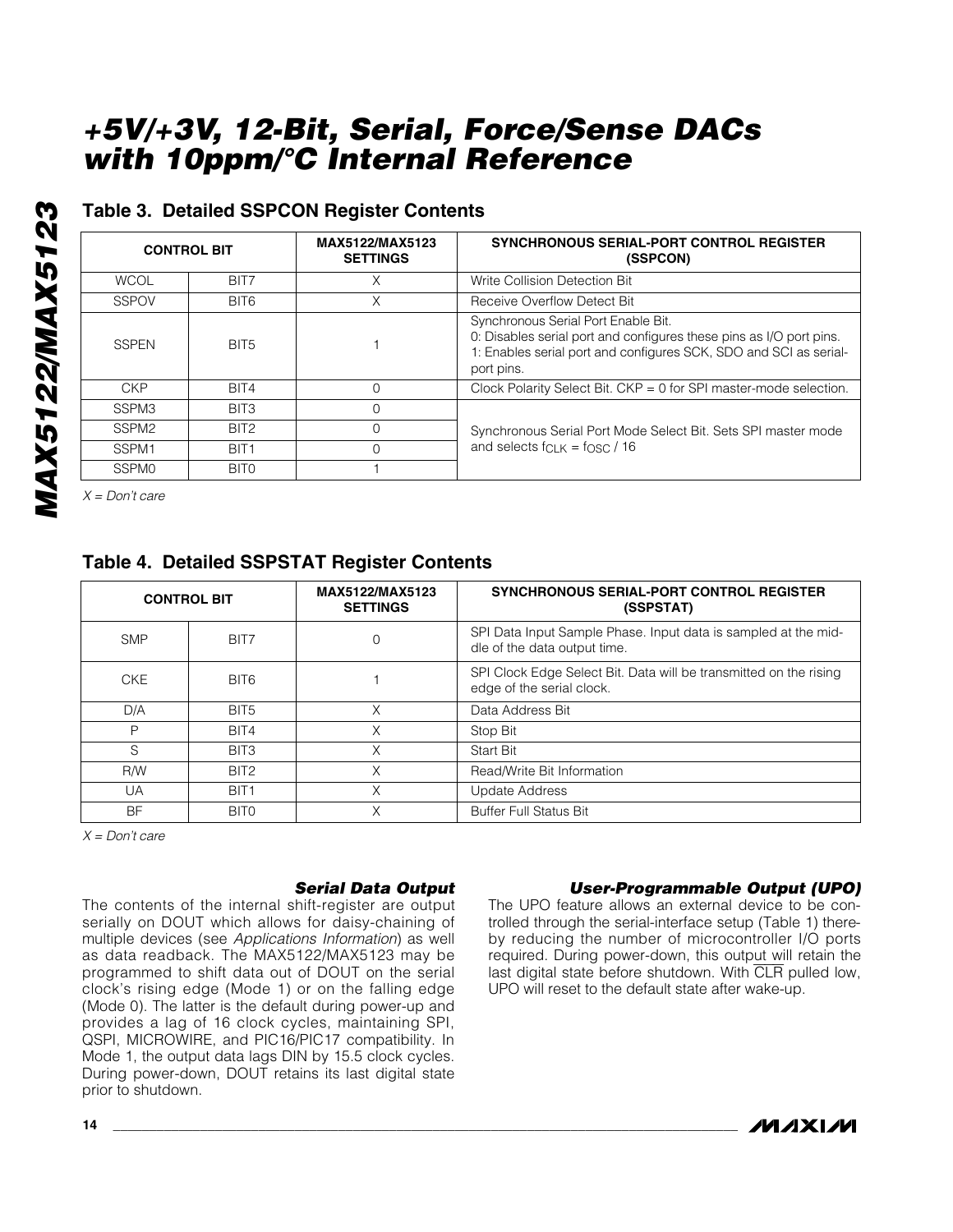## Table 3. Detailed SSPCON Register Contents

| CONTROL BIT | | MAX5122/MAX5123 SETTINGS | SYNCHRONOUS SERIAL-PORT CONTROL REGISTER (SSPCON) |
|---|---|---|---|
| WCOL | BIT7 | X | Write Collision Detection Bit |
| SSPOV | BIT6 | X | Receive Overflow Detect Bit |
| SSPEN | BIT5 | 1 | Synchronous Serial Port Enable Bit.<br>0: Disables serial port and configures these pins as I/O port pins.<br>1: Enables serial port and configures SCK, SDO and SCI as serial-port pins. |
| CKP | BIT4 | 0 | Clock Polarity Select Bit. CKP = 0 for SPI master-mode selection. |
| SSPM3 | BIT3 | 0 | Synchronous Serial Port Mode Select Bit. Sets SPI master mode and selects $f_{CLK} = f_{OSC} / 16$ |
| SSPM2 | BIT2 | 0 | |
| SSPM1 | BIT1 | 0 | |
| SSPM0 | BIT0 | 1 | |

*X = Don't care*

## Table 4. Detailed SSPSTAT Register Contents

| CONTROL BIT | | MAX5122/MAX5123 SETTINGS | SYNCHRONOUS SERIAL-PORT CONTROL REGISTER (SSPSTAT) |
|---|---|---|---|
| SMP | BIT7 | 0 | SPI Data Input Sample Phase. Input data is sampled at the middle of the data output time. |
| CKE | BIT6 | 1 | SPI Clock Edge Select Bit. Data will be transmitted on the rising edge of the serial clock. |
| D/A | BIT5 | X | Data Address Bit |
| P | BIT4 | X | Stop Bit |
| S | BIT3 | X | Start Bit |
| R/W | BIT2 | X | Read/Write Bit Information |
| UA | BIT1 | X | Update Address |
| BF | BIT0 | X | Buffer Full Status Bit |

*X = Don't care*

### Serial Data Output

The contents of the internal shift-register are output serially on DOUT which allows for daisy-chaining of multiple devices (see *Applications Information*) as well as data readback. The MAX5122/MAX5123 may be programmed to shift data out of DOUT on the serial clock's rising edge (Mode 1) or on the falling edge (Mode 0). The latter is the default during power-up and provides a lag of 16 clock cycles, maintaining SPI, QSPI, MICROWIRE, and PIC16/PIC17 compatibility. In Mode 1, the output data lags DIN by 15.5 clock cycles. During power-down, DOUT retains its last digital state prior to shutdown.

### User-Programmable Output (UPO)

The UPO feature allows an external device to be controlled through the serial-interface setup (Table 1) thereby reducing the number of microcontroller I/O ports required. During power-down, this output will retain the last digital state before shutdown. With $\overline{CLR}$ pulled low, UPO will reset to the default state after wake-up.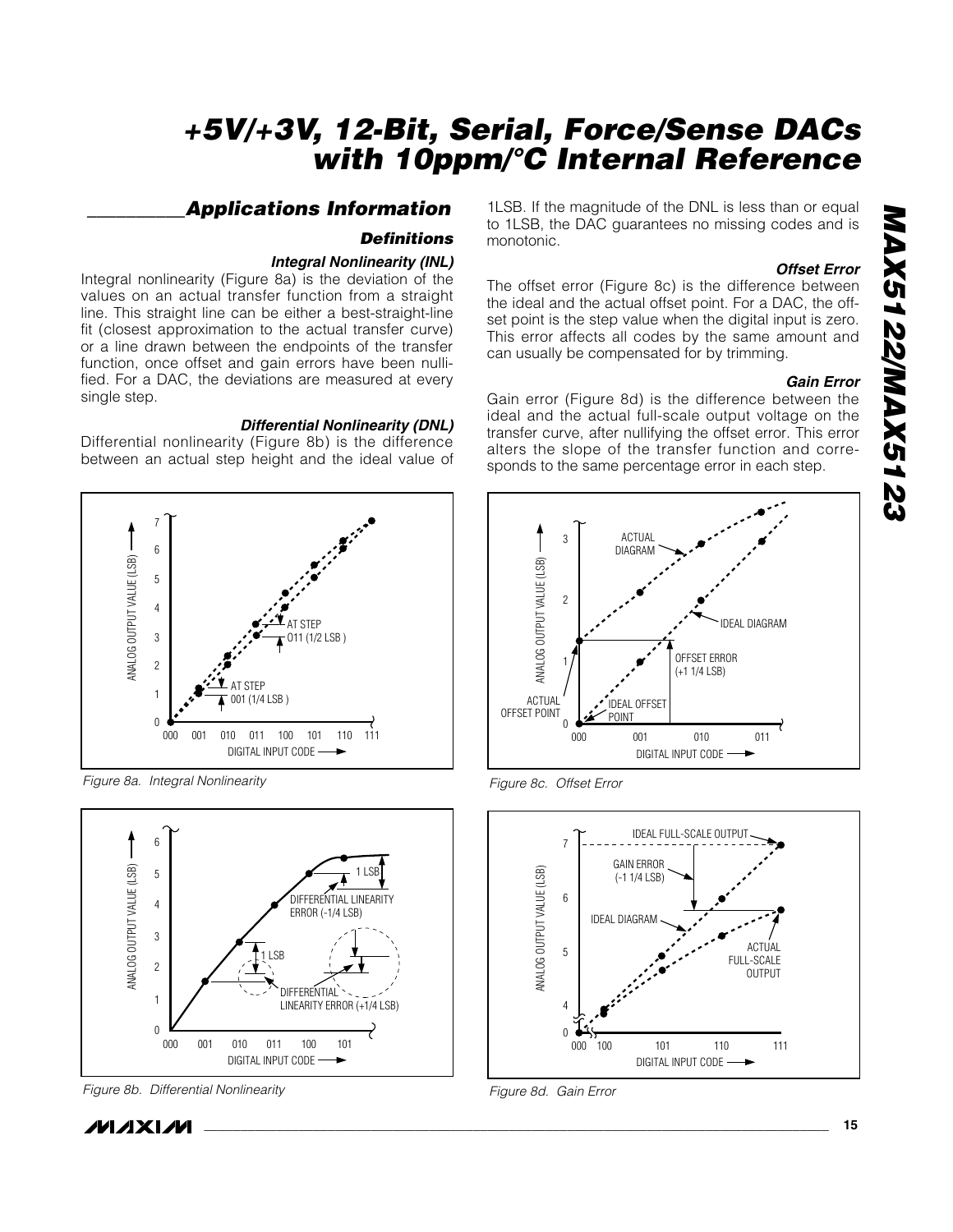## Applications Information

### Definitions

#### Integral Nonlinearity (INL)

Integral nonlinearity (Figure 8a) is the deviation of the values on an actual transfer function from a straight line. This straight line can be either a best-straight-line fit (closest approximation to the actual transfer curve) or a line drawn between the endpoints of the transfer function, once offset and gain errors have been nullified. For a DAC, the deviations are measured at every single step.

#### Differential Nonlinearity (DNL)

Differential nonlinearity (Figure 8b) is the difference between an actual step height and the ideal value of 1LSB. If the magnitude of the DNL is less than or equal to 1LSB, the DAC guarantees no missing codes and is monotonic.

#### Offset Error

The offset error (Figure 8c) is the difference between the ideal and the actual offset point. For a DAC, the offset point is the step value when the digital input is zero. This error affects all codes by the same amount and can usually be compensated for by trimming.

#### Gain Error

Gain error (Figure 8d) is the difference between the ideal and the actual full-scale output voltage on the transfer curve, after nullifying the offset error. This error alters the slope of the transfer function and corresponds to the same percentage error in each step.

*Figure 8a. Integral Nonlinearity*

*Figure 8b. Differential Nonlinearity*

*Figure 8c. Offset Error*

*Figure 8d. Gain Error*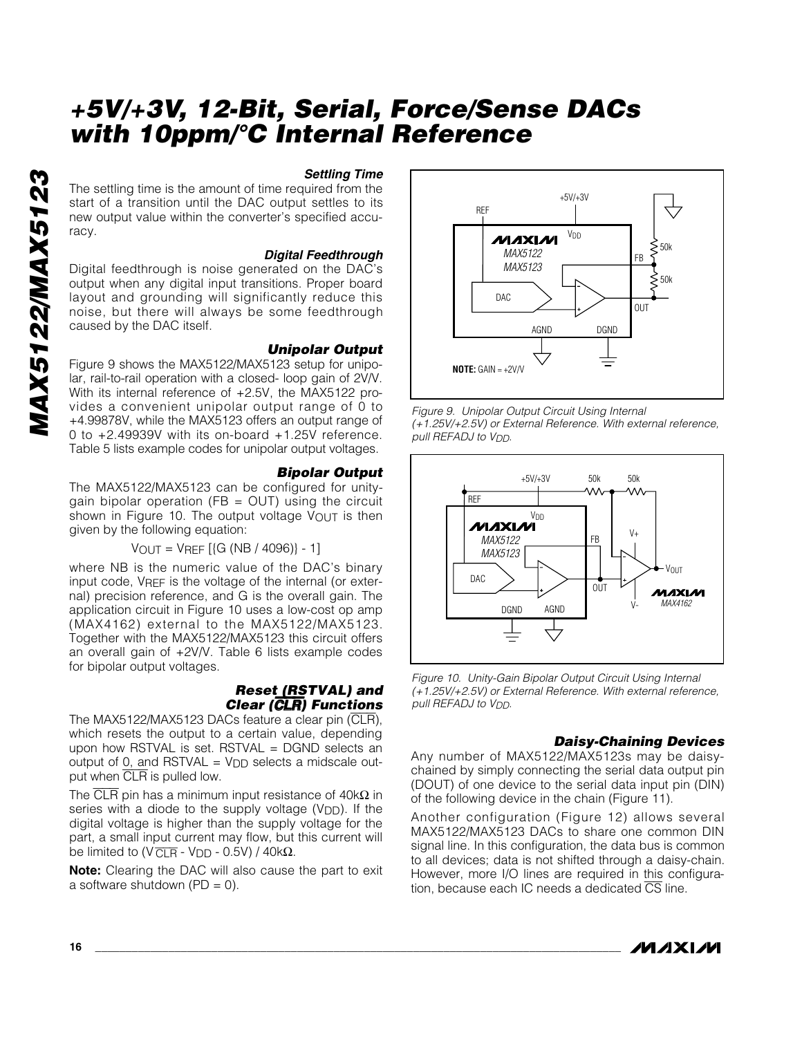### Settling Time

The settling time is the amount of time required from the start of a transition until the DAC output settles to its new output value within the converter's specified accuracy.

### Digital Feedthrough

Digital feedthrough is noise generated on the DAC's output when any digital input transitions. Proper board layout and grounding will significantly reduce this noise, but there will always be some feedthrough caused by the DAC itself.

### Unipolar Output

Figure 9 shows the MAX5122/MAX5123 setup for unipolar, rail-to-rail operation with a closed- loop gain of 2V/V. With its internal reference of +2.5V, the MAX5122 provides a convenient unipolar output range of 0 to +4.99878V, while the MAX5123 offers an output range of 0 to +2.49939V with its on-board +1.25V reference. Table 5 lists example codes for unipolar output voltages.

### Bipolar Output

The MAX5122/MAX5123 can be configured for unity-gain bipolar operation (FB = OUT) using the circuit shown in Figure 10. The output voltage $V_{OUT}$ is then given by the following equation:

$$V_{OUT} = V_{REF} [\{G (NB / 4096)\} - 1]$$

where NB is the numeric value of the DAC's binary input code, $V_{REF}$ is the voltage of the internal (or external) precision reference, and G is the overall gain. The application circuit in Figure 10 uses a low-cost op amp (MAX4162) external to the MAX5122/MAX5123. Together with the MAX5122/MAX5123 this circuit offers an overall gain of +2V/V. Table 6 lists example codes for bipolar output voltages.

### Reset (RSTVAL) and Clear ($\overline{CLR}$) Functions

The MAX5122/MAX5123 DACs feature a clear pin ($\overline{CLR}$), which resets the output to a certain value, depending upon how RSTVAL is set. RSTVAL = DGND selects an output of 0, and RSTVAL = $V_{DD}$ selects a midscale output when $\overline{CLR}$ is pulled low.

The $\overline{CLR}$ pin has a minimum input resistance of 40kΩ in series with a diode to the supply voltage ($V_{DD}$). If the digital voltage is higher than the supply voltage for the part, a small input current may flow, but this current will be limited to $(V_{\overline{CLR}} - V_{DD} - 0.5V) / 40k\Omega$.

**Note:** Clearing the DAC will also cause the part to exit a software shutdown (PD = 0).

*Figure 9. Unipolar Output Circuit Using Internal (+1.25V/+2.5V) or External Reference. With external reference, pull REFADJ to $V_{DD}$.*

*Figure 10. Unity-Gain Bipolar Output Circuit Using Internal (+1.25V/+2.5V) or External Reference. With external reference, pull REFADJ to $V_{DD}$.*

### Daisy-Chaining Devices

Any number of MAX5122/MAX5123s may be daisy-chained by simply connecting the serial data output pin (DOUT) of one device to the serial data input pin (DIN) of the following device in the chain (Figure 11).

Another configuration (Figure 12) allows several MAX5122/MAX5123 DACs to share one common DIN signal line. In this configuration, the data bus is common to all devices; data is not shifted through a daisy-chain. However, more I/O lines are required in this configuration, because each IC needs a dedicated $\overline{CS}$ line.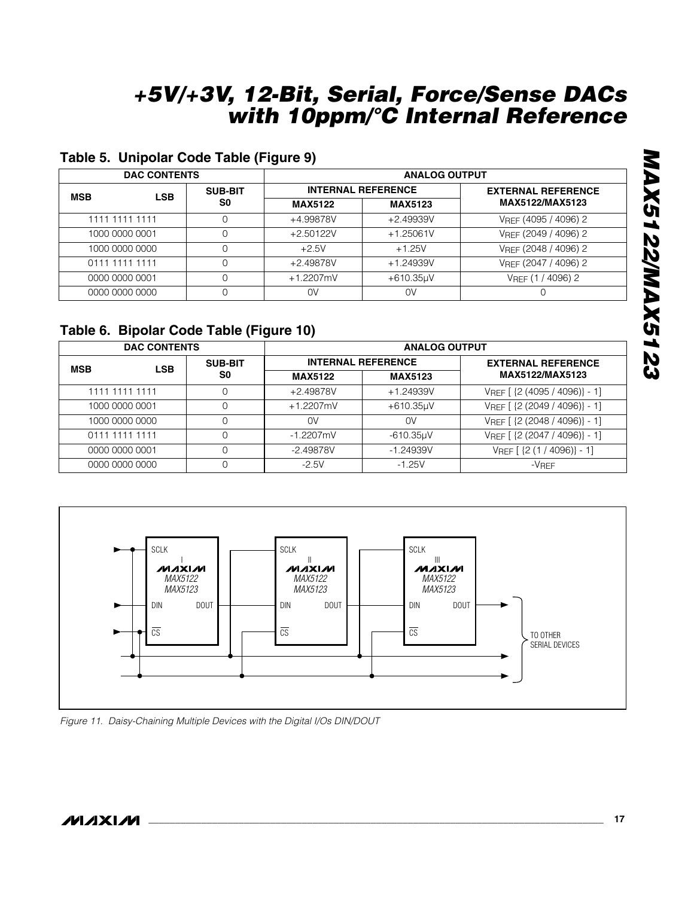## Table 5. Unipolar Code Table (Figure 9)

| DAC CONTENTS | | ANALOG OUTPUT | | |
|---|---|---|---|---|
| MSB LSB | SUB-BIT S0 | INTERNAL REFERENCE | | EXTERNAL REFERENCE MAX5122/MAX5123 |
| | | MAX5122 | MAX5123 | |
| 1111 1111 1111 | 0 | +4.99878V | +2.49939V | $V_{REF}$ (4095 / 4096) 2 |
| 1000 0000 0001 | 0 | +2.50122V | +1.25061V | $V_{REF}$ (2049 / 4096) 2 |
| 1000 0000 0000 | 0 | +2.5V | +1.25V | $V_{REF}$ (2048 / 4096) 2 |
| 0111 1111 1111 | 0 | +2.49878V | +1.24939V | $V_{REF}$ (2047 / 4096) 2 |
| 0000 0000 0001 | 0 | +1.2207mV | +610.35µV | $V_{REF}$ (1 / 4096) 2 |
| 0000 0000 0000 | 0 | 0V | 0V | 0 |

## Table 6. Bipolar Code Table (Figure 10)

| DAC CONTENTS | | ANALOG OUTPUT | | |
|---|---|---|---|---|
| MSB LSB | SUB-BIT S0 | INTERNAL REFERENCE | | EXTERNAL REFERENCE MAX5122/MAX5123 |
| | | MAX5122 | MAX5123 | |
| 1111 1111 1111 | 0 | +2.49878V | +1.24939V | $V_{REF}$ [ {2 (4095 / 4096)} - 1] |
| 1000 0000 0001 | 0 | +1.2207mV | +610.35µV | $V_{REF}$ [ {2 (2049 / 4096)} - 1] |
| 1000 0000 0000 | 0 | 0V | 0V | $V_{REF}$ [ {2 (2048 / 4096)} - 1] |
| 0111 1111 1111 | 0 | -1.2207mV | -610.35µV | $V_{REF}$ [ {2 (2047 / 4096)} - 1] |
| 0000 0000 0001 | 0 | -2.49878V | -1.24939V | $V_{REF}$ [ {2 (1 / 4096)} - 1] |
| 0000 0000 0000 | 0 | -2.5V | -1.25V | $-V_{REF}$ |

*Figure 11. Daisy-Chaining Multiple Devices with the Digital I/Os DIN/DOUT*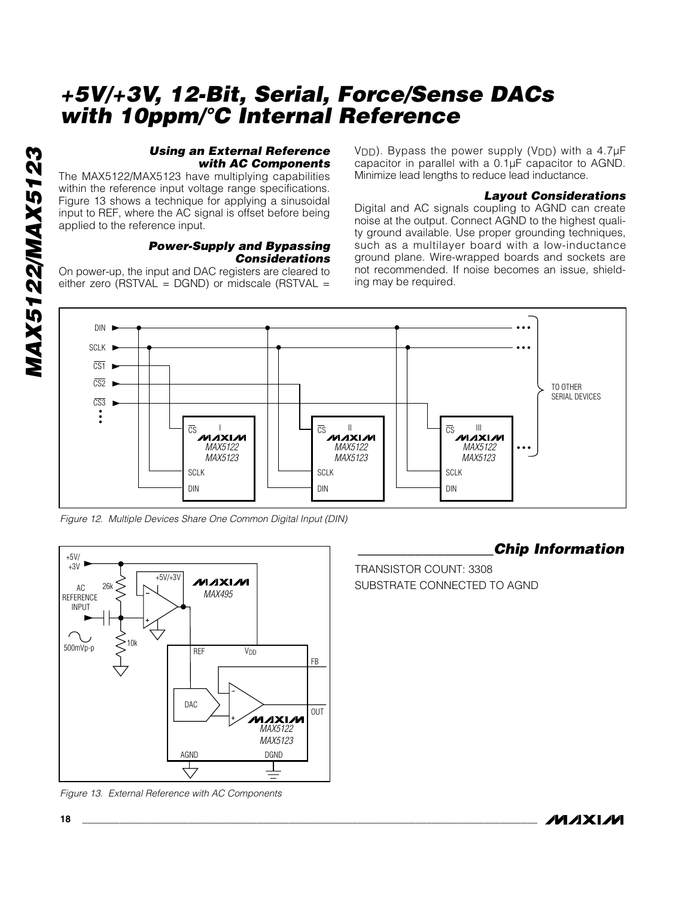### Using an External Reference with AC Components

The MAX5122/MAX5123 have multiplying capabilities within the reference input voltage range specifications. Figure 13 shows a technique for applying a sinusoidal input to REF, where the AC signal is offset before being applied to the reference input.

### Power-Supply and Bypassing Considerations

On power-up, the input and DAC registers are cleared to either zero (RSTVAL = DGND) or midscale (RSTVAL = $V_{DD}$). Bypass the power supply ($V_{DD}$) with a 4.7µF capacitor in parallel with a 0.1µF capacitor to AGND. Minimize lead lengths to reduce lead inductance.

### Layout Considerations

Digital and AC signals coupling to AGND can create noise at the output. Connect AGND to the highest quality ground available. Use proper grounding techniques, such as a multilayer board with a low-inductance ground plane. Wire-wrapped boards and sockets are not recommended. If noise becomes an issue, shielding may be required.

*Figure 12. Multiple Devices Share One Common Digital Input (DIN)*

*Figure 13. External Reference with AC Components*

## Chip Information

TRANSISTOR COUNT: 3308

SUBSTRATE CONNECTED TO AGND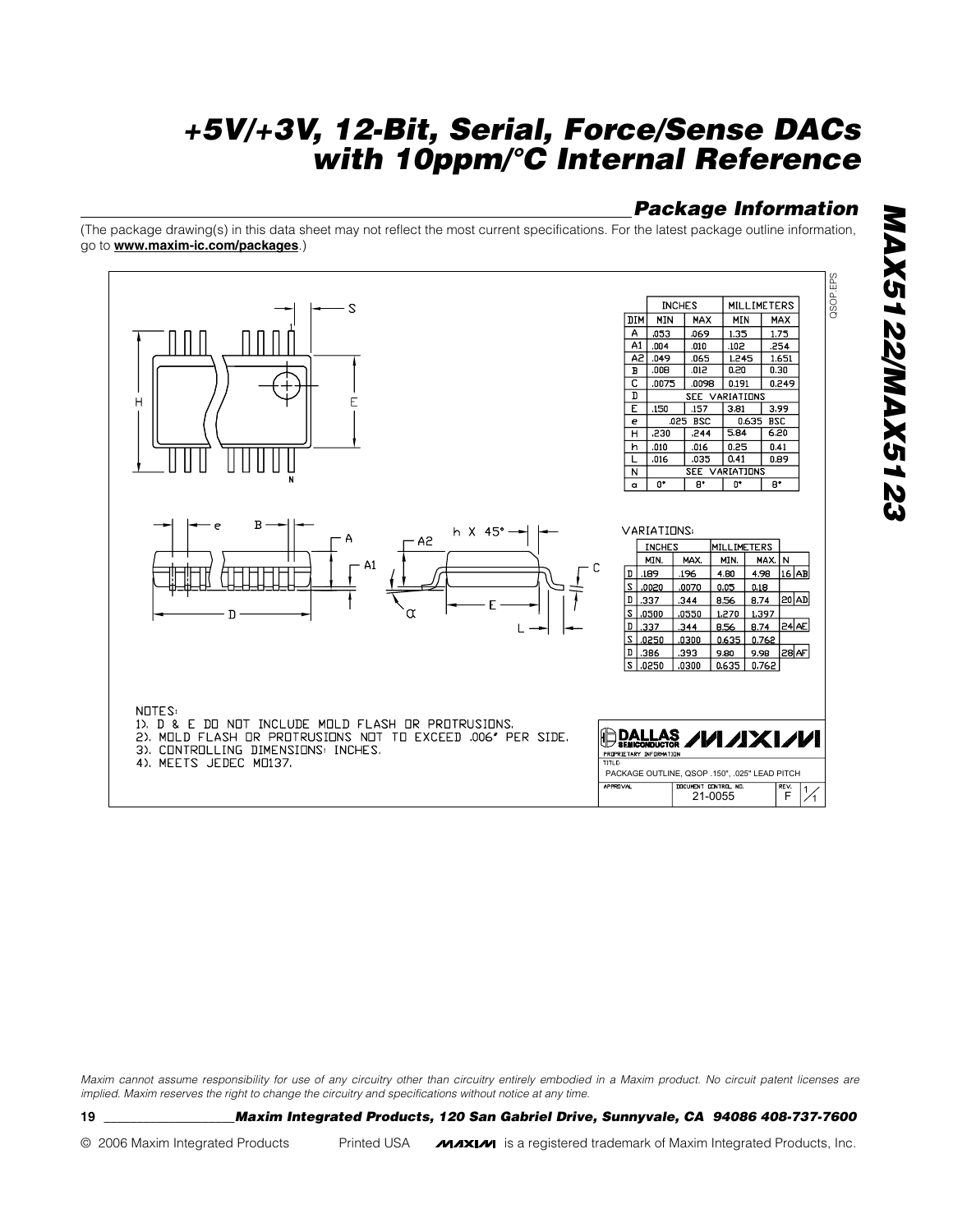## Package Information

(The package drawing(s) in this data sheet may not reflect the most current specifications. For the latest package outline information, go to **www.maxim-ic.com/packages**.)

| DIM | INCHES MIN | INCHES MAX | MILLIMETERS MIN | MILLIMETERS MAX |
|---|---|---|---|---|
| A | .053 | .069 | 1.35 | 1.75 |
| A1 | .004 | .010 | .102 | .254 |
| A2 | .049 | .065 | 1.245 | 1.651 |
| B | .008 | .012 | 0.20 | 0.30 |
| C | .0075 | .0098 | 0.191 | 0.249 |
| D | SEE VARIATIONS | | | |
| E | .150 | .157 | 3.81 | 3.99 |
| e | .025 BSC | | 0.635 BSC | |
| H | .230 | .244 | 5.84 | 6.20 |
| h | .010 | .016 | 0.25 | 0.41 |
| L | .016 | .035 | 0.41 | 0.89 |
| N | SEE VARIATIONS | | | |
| α | 0° | 8° | 0° | 8° |

VARIATIONS:

| | INCHES MIN. | INCHES MAX. | MILLIMETERS MIN. | MILLIMETERS MAX. | N | |
|---|---|---|---|---|---|---|
| D | .189 | .196 | 4.80 | 4.98 | 16 | AB |
| S | .0020 | .0070 | 0.05 | 0.18 | | |
| D | .337 | .344 | 8.56 | 8.74 | 20 | AD |
| S | .0500 | .0550 | 1.270 | 1.397 | | |
| D | .337 | .344 | 8.56 | 8.74 | 24 | AE |
| S | .0250 | .0300 | 0.635 | 0.762 | | |
| D | .386 | .393 | 9.80 | 9.98 | 28 | AF |
| S | .0250 | .0300 | 0.635 | 0.762 | | |

S

H

E

N

e

B

A

A1

D

A2

h X 45°

C

α

E

L

NOTES:
1). D & E DO NOT INCLUDE MOLD FLASH OR PROTRUSIONS.
2). MOLD FLASH OR PROTRUSIONS NOT TO EXCEED .006" PER SIDE.
3). CONTROLLING DIMENSIONS: INCHES.
4). MEETS JEDEC MO137.

DALLAS SEMICONDUCTOR MAXIM

PROPRIETARY INFORMATION

TITLE:
PACKAGE OUTLINE, QSOP .150", .025" LEAD PITCH

APPROVAL | DOCUMENT CONTROL NO. 21-0055 | REV. F | 1/1

QSOP.EPS

*Maxim cannot assume responsibility for use of any circuitry other than circuitry entirely embodied in a Maxim product. No circuit patent licenses are implied. Maxim reserves the right to change the circuitry and specifications without notice at any time.*

***Maxim Integrated Products, 120 San Gabriel Drive, Sunnyvale, CA 94086 408-737-7600***

© 2006 Maxim Integrated Products Printed USA MAXIM is a registered trademark of Maxim Integrated Products, Inc.